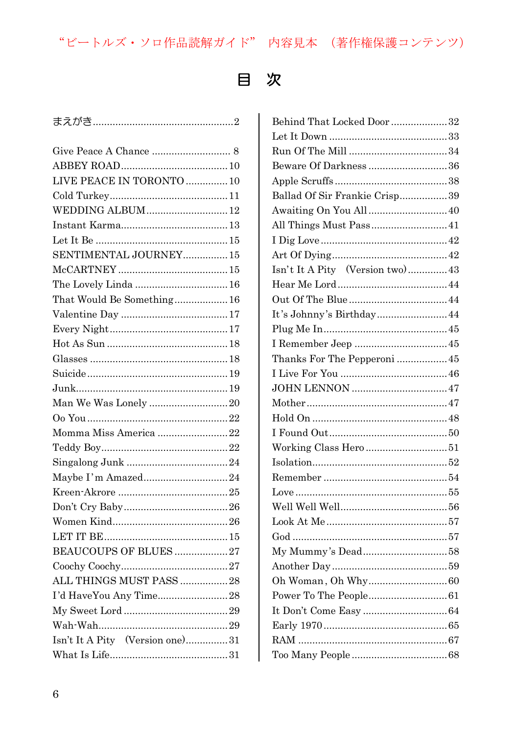“ビートルズ・ソロ作品読解ガイド” 内容見本 （著作権保護コンテンツ）

# 目　次

まえがき................................................2

Give Peace A Chance ........................... 8
ABBEY ROAD.....................................10
LIVE PEACE IN TORONTO ...............10
Cold Turkey.........................................11
WEDDING ALBUM............................12
Instant Karma.....................................13
Let It Be ..............................................15
SENTIMENTAL JOURNEY................15
McCARTNEY ......................................15
The Lovely Linda ................................16
That Would Be Something..................16
Valentine Day .....................................17
Every Night.........................................17
Hot As Sun ..........................................18
Glasses ................................................18
Suicide.................................................19
Junk.....................................................19
Man We Was Lonely ...........................20
Oo You.................................................22
Momma Miss America ........................22
Teddy Boy............................................22
Singalong Junk ...................................24
Maybe I’m Amazed.............................24
Kreen-Akrore ......................................25
Don’t Cry Baby....................................26
Women Kind........................................26
LET IT BE...........................................15
BEAUCOUPS OF BLUES ...................27
Coochy Coochy.....................................27
ALL THINGS MUST PASS .................28
I’d HaveYou Any Time........................28
My Sweet Lord ....................................29
Wah-Wah.............................................29
Isn’t It A Pity　(Version one)...............31
What Is Life.........................................31
Behind That Locked Door ...................32
Let It Down .........................................33
Run Of The Mill ..................................34
Beware Of Darkness ...........................36
Apple Scruffs .......................................38
Ballad Of Sir Frankie Crisp.................39
Awaiting On You All ...........................40
All Things Must Pass ..........................41
I Dig Love ............................................42
Art Of Dying........................................42
Isn’t It A Pity　(Version two).............43
Hear Me Lord......................................44
Out Of The Blue ..................................44
It’s Johnny’s Birthday.........................44
Plug Me In...........................................45
I Remember Jeep ................................45
Thanks For The Pepperoni .................45
I Live For You .....................................46
JOHN LENNON .................................47
Mother.................................................47
Hold On ...............................................48
I Found Out.........................................50
Working Class Hero ............................51
Isolation...............................................52
Remember ...........................................54
Love .....................................................55
Well Well Well.....................................56
Look At Me..........................................57
God ......................................................57
My Mummy’s Dead.............................58
Another Day ........................................59
Oh Woman, Oh Why............................60
Power To The People...........................61
It Don’t Come Easy .............................64
Early 1970 ...........................................65
RAM ....................................................67
Too Many People .................................68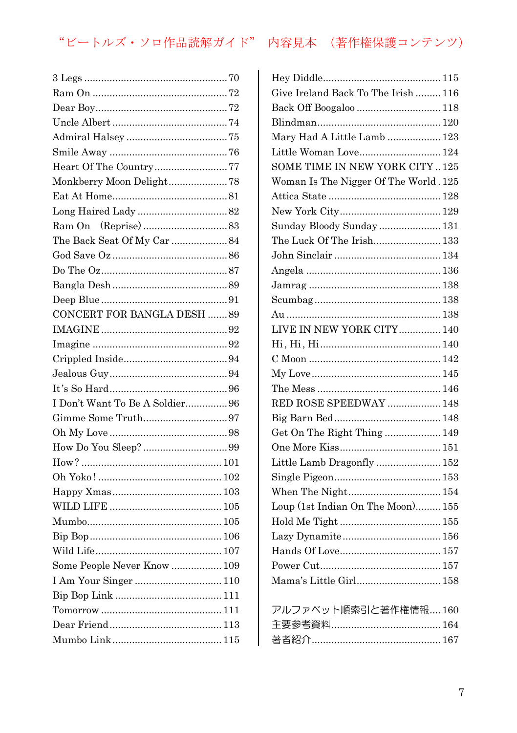“ビートルズ・ソロ作品読解ガイド” 内容見本 （著作権保護コンテンツ）

3 Legs .................................................. 70
Ram On ................................................ 72
Dear Boy............................................... 72
Uncle Albert ......................................... 74
Admiral Halsey .................................... 75
Smile Away .......................................... 76
Heart Of The Country.......................... 77
Monkberry Moon Delight..................... 78
Eat At Home......................................... 81
Long Haired Lady ................................ 82
Ram On (Reprise) ............................. 83
The Back Seat Of My Car .................... 84
God Save Oz ......................................... 86
Do The Oz............................................. 87
Bangla Desh ......................................... 89
Deep Blue ............................................. 91
CONCERT FOR BANGLA DESH ....... 89
IMAGINE ............................................. 92
Imagine ................................................ 92
Crippled Inside..................................... 94
Jealous Guy.......................................... 94
It’s So Hard.......................................... 96
I Don’t Want To Be A Soldier............... 96
Gimme Some Truth.............................. 97
Oh My Love .......................................... 98
How Do You Sleep? .............................. 99
How? ................................................. 101
Oh Yoko! ............................................ 102
Happy Xmas....................................... 103
WILD LIFE ........................................ 105
Mumbo................................................ 105
Bip Bop ............................................... 106
Wild Life............................................. 107
Some People Never Know .................. 109
I Am Your Singer ............................... 110
Bip Bop Link ...................................... 111
Tomorrow ........................................... 111
Dear Friend........................................ 113
Mumbo Link....................................... 115
Hey Diddle.......................................... 115
Give Ireland Back To The Irish ......... 116
Back Off Boogaloo ............................. 118
Blindman............................................ 120
Mary Had A Little Lamb ................... 123
Little Woman Love............................. 124
SOME TIME IN NEW YORK CITY .. 125
Woman Is The Nigger Of The World . 125
Attica State ........................................ 128
New York City.................................... 129
Sunday Bloody Sunday ...................... 131
The Luck Of The Irish........................ 133
John Sinclair ...................................... 134
Angela ................................................ 136
Jamrag ............................................... 138
Scumbag............................................. 138
Au ....................................................... 138
LIVE IN NEW YORK CITY............... 140
Hi, Hi, Hi........................................... 140
C Moon ............................................... 142
My Love .............................................. 145
The Mess ............................................ 146
RED ROSE SPEEDWAY ................... 148
Big Barn Bed...................................... 148
Get On The Right Thing .................... 149
One More Kiss.................................... 151
Little Lamb Dragonfly ....................... 152
Single Pigeon...................................... 153
When The Night................................. 154
Loup (1st Indian On The Moon)......... 155
Hold Me Tight .................................... 155
Lazy Dynamite ................................... 156
Hands Of Love.................................... 157
Power Cut........................................... 157
Mama’s Little Girl.............................. 158

アルファベット順索引と著作権情報.... 160
主要参考資料....................................... 164
著者紹介.............................................. 167